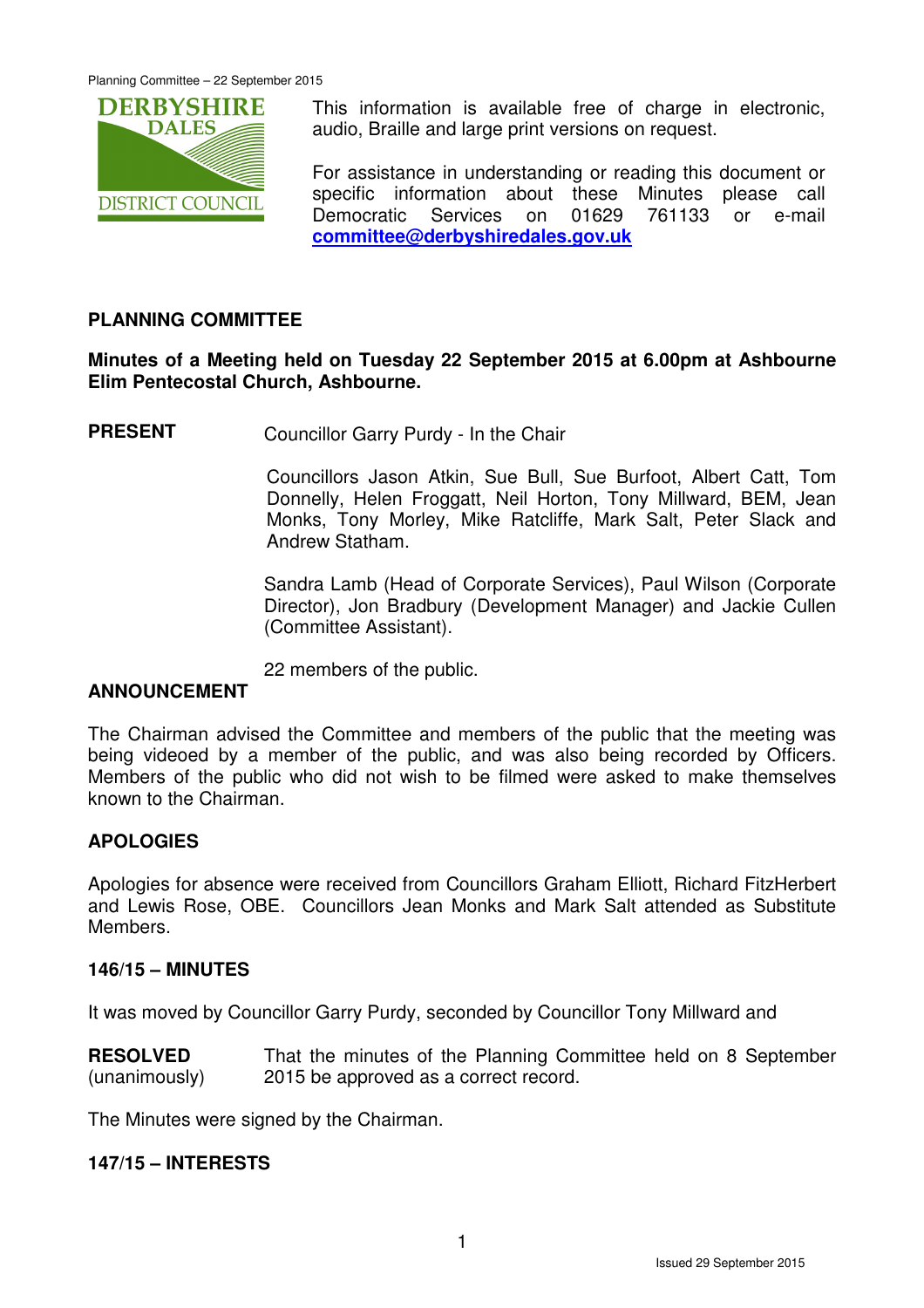This information is available free of charge in electronic, audio, Braille and large print versions on request.

For assistance in understanding or reading this document or specific information about these Minutes please call Democratic Services on 01629 761133 or e-mail **committee@derbyshiredales.gov.uk**

## PLANNING COMMITTEE

**Minutes of a Meeting held on Tuesday 22 September 2015 at 6.00pm at Ashbourne Elim Pentecostal Church, Ashbourne.**

**PRESENT** Councillor Garry Purdy - In the Chair

Councillors Jason Atkin, Sue Bull, Sue Burfoot, Albert Catt, Tom Donnelly, Helen Froggatt, Neil Horton, Tony Millward, BEM, Jean Monks, Tony Morley, Mike Ratcliffe, Mark Salt, Peter Slack and Andrew Statham.

Sandra Lamb (Head of Corporate Services), Paul Wilson (Corporate Director), Jon Bradbury (Development Manager) and Jackie Cullen (Committee Assistant).

22 members of the public.

**ANNOUNCEMENT**

The Chairman advised the Committee and members of the public that the meeting was being videoed by a member of the public, and was also being recorded by Officers. Members of the public who did not wish to be filmed were asked to make themselves known to the Chairman.

**APOLOGIES**

Apologies for absence were received from Councillors Graham Elliott, Richard FitzHerbert and Lewis Rose, OBE. Councillors Jean Monks and Mark Salt attended as Substitute Members.

**146/15 – MINUTES**

It was moved by Councillor Garry Purdy, seconded by Councillor Tony Millward and

**RESOLVED** (unanimously) That the minutes of the Planning Committee held on 8 September 2015 be approved as a correct record.

The Minutes were signed by the Chairman.

**147/15 – INTERESTS**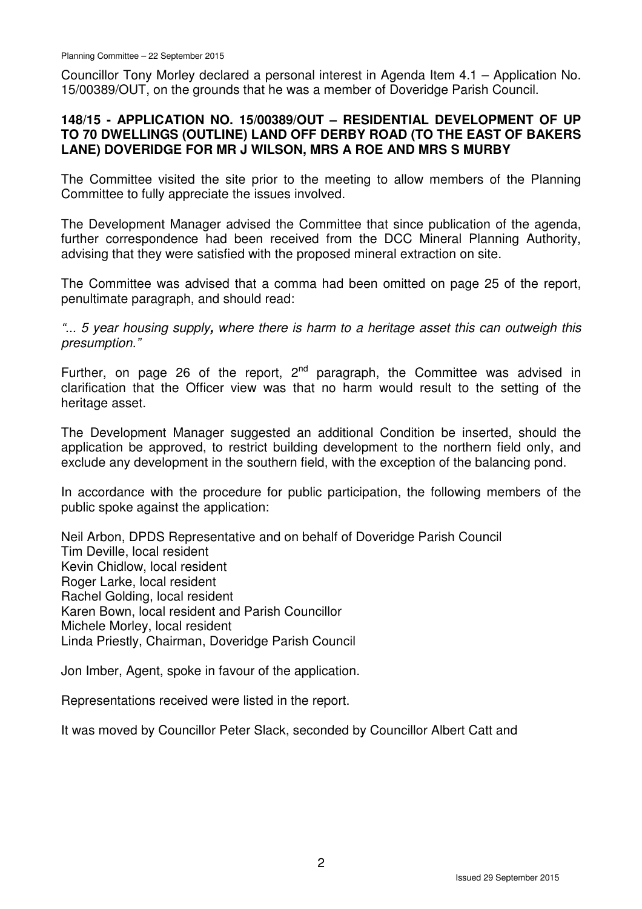Councillor Tony Morley declared a personal interest in Agenda Item 4.1 – Application No. 15/00389/OUT, on the grounds that he was a member of Doveridge Parish Council.

**148/15 - APPLICATION NO. 15/00389/OUT – RESIDENTIAL DEVELOPMENT OF UP TO 70 DWELLINGS (OUTLINE) LAND OFF DERBY ROAD (TO THE EAST OF BAKERS LANE) DOVERIDGE FOR MR J WILSON, MRS A ROE AND MRS S MURBY**

The Committee visited the site prior to the meeting to allow members of the Planning Committee to fully appreciate the issues involved.

The Development Manager advised the Committee that since publication of the agenda, further correspondence had been received from the DCC Mineral Planning Authority, advising that they were satisfied with the proposed mineral extraction on site.

The Committee was advised that a comma had been omitted on page 25 of the report, penultimate paragraph, and should read:

*"... 5 year housing supply**,** where there is harm to a heritage asset this can outweigh this presumption."*

Further, on page 26 of the report, 2nd paragraph, the Committee was advised in clarification that the Officer view was that no harm would result to the setting of the heritage asset.

The Development Manager suggested an additional Condition be inserted, should the application be approved, to restrict building development to the northern field only, and exclude any development in the southern field, with the exception of the balancing pond.

In accordance with the procedure for public participation, the following members of the public spoke against the application:

Neil Arbon, DPDS Representative and on behalf of Doveridge Parish Council
Tim Deville, local resident
Kevin Chidlow, local resident
Roger Larke, local resident
Rachel Golding, local resident
Karen Bown, local resident and Parish Councillor
Michele Morley, local resident
Linda Priestly, Chairman, Doveridge Parish Council

Jon Imber, Agent, spoke in favour of the application.

Representations received were listed in the report.

It was moved by Councillor Peter Slack, seconded by Councillor Albert Catt and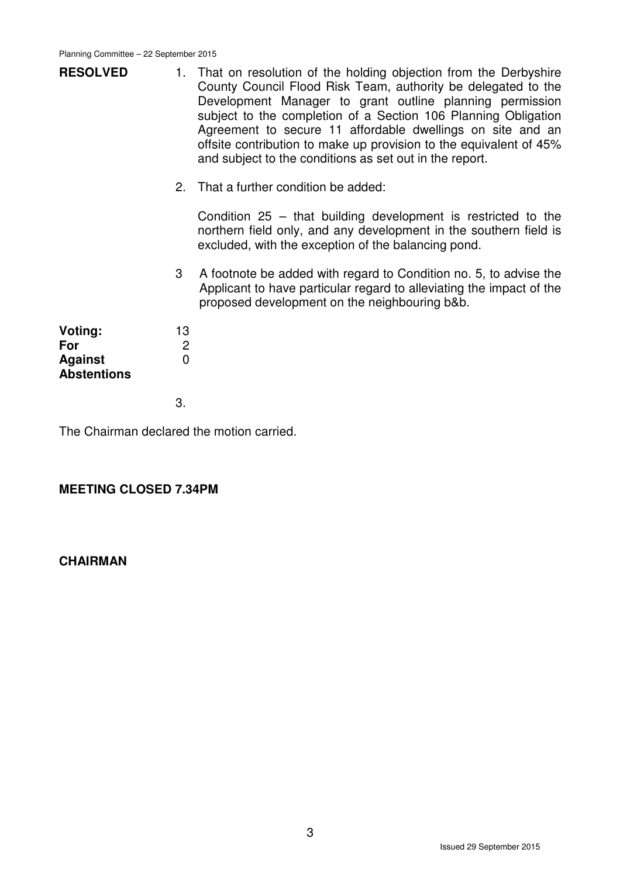**RESOLVED**

1. That on resolution of the holding objection from the Derbyshire County Council Flood Risk Team, authority be delegated to the Development Manager to grant outline planning permission subject to the completion of a Section 106 Planning Obligation Agreement to secure 11 affordable dwellings on site and an offsite contribution to make up provision to the equivalent of 45% and subject to the conditions as set out in the report.

2. That a further condition be added:

   Condition 25 – that building development is restricted to the northern field only, and any development in the southern field is excluded, with the exception of the balancing pond.

3. A footnote be added with regard to Condition no. 5, to advise the Applicant to have particular regard to alleviating the impact of the proposed development on the neighbouring b&b.

| | |
|---|---|
| **Voting:** | 13 |
| **For** | 2 |
| **Against** | 0 |
| **Abstentions** | |
| | 3. |

The Chairman declared the motion carried.

**MEETING CLOSED 7.34PM**

**CHAIRMAN**

Issued 29 September 2015